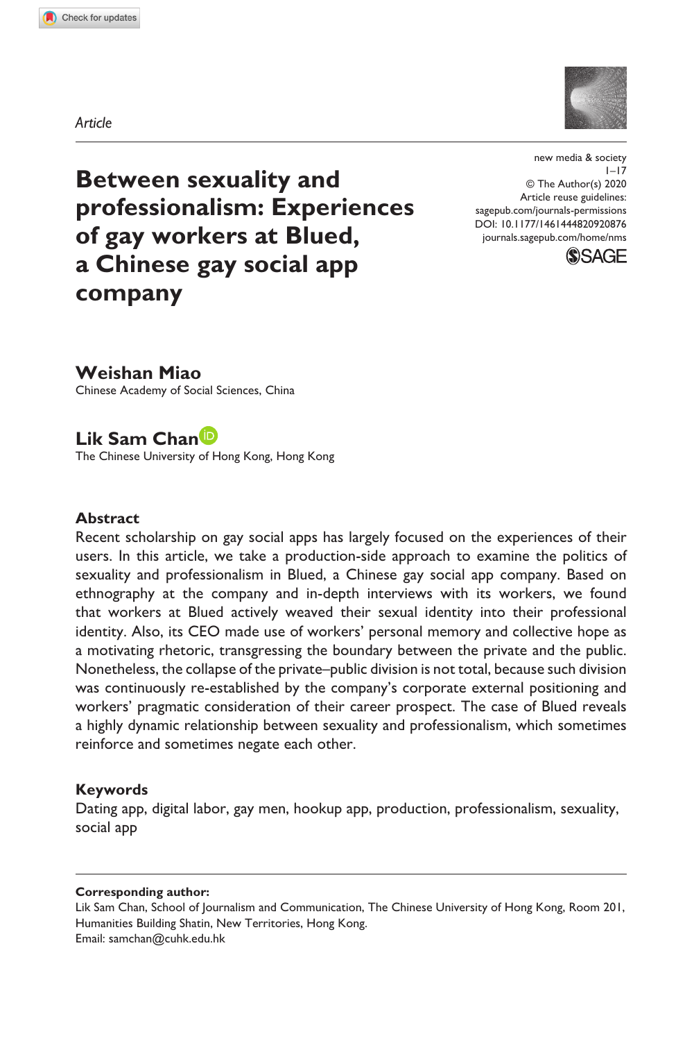*Article*

# Between sexuality and professionalism: Experiences of gay workers at Blued, a Chinese gay social app company

**Weishan Miao**
Chinese Academy of Social Sciences, China

**Lik Sam Chan**
The Chinese University of Hong Kong, Hong Kong

## Abstract

Recent scholarship on gay social apps has largely focused on the experiences of their users. In this article, we take a production-side approach to examine the politics of sexuality and professionalism in Blued, a Chinese gay social app company. Based on ethnography at the company and in-depth interviews with its workers, we found that workers at Blued actively weaved their sexual identity into their professional identity. Also, its CEO made use of workers' personal memory and collective hope as a motivating rhetoric, transgressing the boundary between the private and the public. Nonetheless, the collapse of the private–public division is not total, because such division was continuously re-established by the company's corporate external positioning and workers' pragmatic consideration of their career prospect. The case of Blued reveals a highly dynamic relationship between sexuality and professionalism, which sometimes reinforce and sometimes negate each other.

## Keywords

Dating app, digital labor, gay men, hookup app, production, professionalism, sexuality, social app

**Corresponding author:**
Lik Sam Chan, School of Journalism and Communication, The Chinese University of Hong Kong, Room 201, Humanities Building Shatin, New Territories, Hong Kong.
Email: samchan@cuhk.edu.hk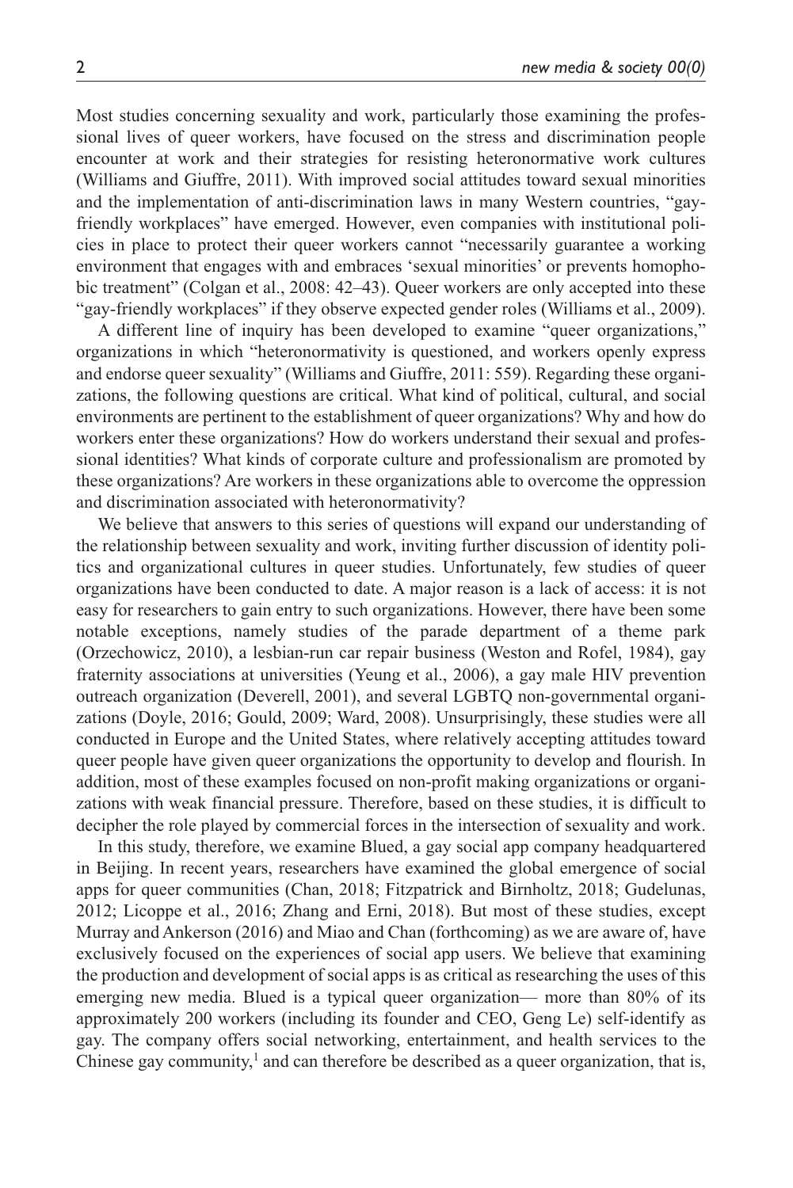Most studies concerning sexuality and work, particularly those examining the professional lives of queer workers, have focused on the stress and discrimination people encounter at work and their strategies for resisting heteronormative work cultures (Williams and Giuffre, 2011). With improved social attitudes toward sexual minorities and the implementation of anti-discrimination laws in many Western countries, "gay-friendly workplaces" have emerged. However, even companies with institutional policies in place to protect their queer workers cannot "necessarily guarantee a working environment that engages with and embraces 'sexual minorities' or prevents homophobic treatment" (Colgan et al., 2008: 42–43). Queer workers are only accepted into these "gay-friendly workplaces" if they observe expected gender roles (Williams et al., 2009).

A different line of inquiry has been developed to examine "queer organizations," organizations in which "heteronormativity is questioned, and workers openly express and endorse queer sexuality" (Williams and Giuffre, 2011: 559). Regarding these organizations, the following questions are critical. What kind of political, cultural, and social environments are pertinent to the establishment of queer organizations? Why and how do workers enter these organizations? How do workers understand their sexual and professional identities? What kinds of corporate culture and professionalism are promoted by these organizations? Are workers in these organizations able to overcome the oppression and discrimination associated with heteronormativity?

We believe that answers to this series of questions will expand our understanding of the relationship between sexuality and work, inviting further discussion of identity politics and organizational cultures in queer studies. Unfortunately, few studies of queer organizations have been conducted to date. A major reason is a lack of access: it is not easy for researchers to gain entry to such organizations. However, there have been some notable exceptions, namely studies of the parade department of a theme park (Orzechowicz, 2010), a lesbian-run car repair business (Weston and Rofel, 1984), gay fraternity associations at universities (Yeung et al., 2006), a gay male HIV prevention outreach organization (Deverell, 2001), and several LGBTQ non-governmental organizations (Doyle, 2016; Gould, 2009; Ward, 2008). Unsurprisingly, these studies were all conducted in Europe and the United States, where relatively accepting attitudes toward queer people have given queer organizations the opportunity to develop and flourish. In addition, most of these examples focused on non-profit making organizations or organizations with weak financial pressure. Therefore, based on these studies, it is difficult to decipher the role played by commercial forces in the intersection of sexuality and work.

In this study, therefore, we examine Blued, a gay social app company headquartered in Beijing. In recent years, researchers have examined the global emergence of social apps for queer communities (Chan, 2018; Fitzpatrick and Birnholtz, 2018; Gudelunas, 2012; Licoppe et al., 2016; Zhang and Erni, 2018). But most of these studies, except Murray and Ankerson (2016) and Miao and Chan (forthcoming) as we are aware of, have exclusively focused on the experiences of social app users. We believe that examining the production and development of social apps is as critical as researching the uses of this emerging new media. Blued is a typical queer organization— more than 80% of its approximately 200 workers (including its founder and CEO, Geng Le) self-identify as gay. The company offers social networking, entertainment, and health services to the Chinese gay community,[1] and can therefore be described as a queer organization, that is,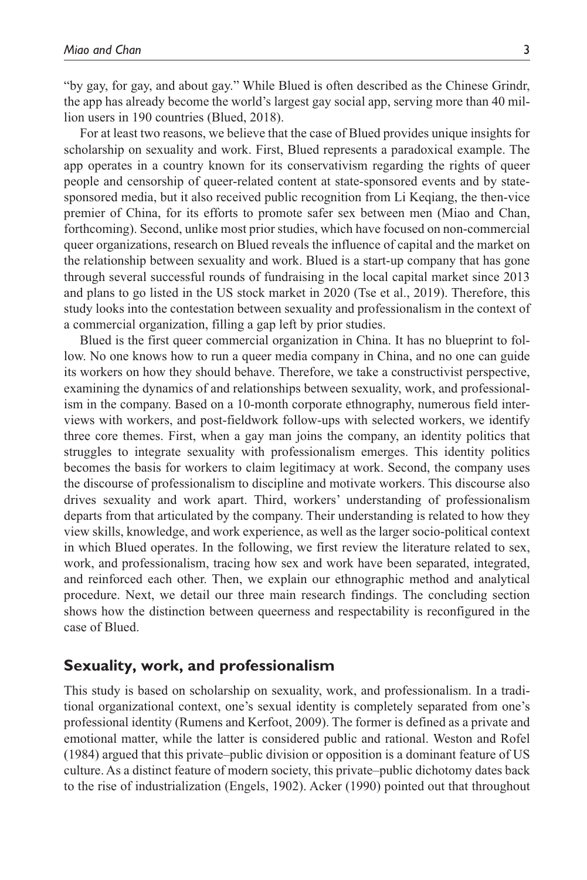"by gay, for gay, and about gay." While Blued is often described as the Chinese Grindr, the app has already become the world's largest gay social app, serving more than 40 million users in 190 countries (Blued, 2018).

For at least two reasons, we believe that the case of Blued provides unique insights for scholarship on sexuality and work. First, Blued represents a paradoxical example. The app operates in a country known for its conservativism regarding the rights of queer people and censorship of queer-related content at state-sponsored events and by state-sponsored media, but it also received public recognition from Li Keqiang, the then-vice premier of China, for its efforts to promote safer sex between men (Miao and Chan, forthcoming). Second, unlike most prior studies, which have focused on non-commercial queer organizations, research on Blued reveals the influence of capital and the market on the relationship between sexuality and work. Blued is a start-up company that has gone through several successful rounds of fundraising in the local capital market since 2013 and plans to go listed in the US stock market in 2020 (Tse et al., 2019). Therefore, this study looks into the contestation between sexuality and professionalism in the context of a commercial organization, filling a gap left by prior studies.

Blued is the first queer commercial organization in China. It has no blueprint to follow. No one knows how to run a queer media company in China, and no one can guide its workers on how they should behave. Therefore, we take a constructivist perspective, examining the dynamics of and relationships between sexuality, work, and professionalism in the company. Based on a 10-month corporate ethnography, numerous field interviews with workers, and post-fieldwork follow-ups with selected workers, we identify three core themes. First, when a gay man joins the company, an identity politics that struggles to integrate sexuality with professionalism emerges. This identity politics becomes the basis for workers to claim legitimacy at work. Second, the company uses the discourse of professionalism to discipline and motivate workers. This discourse also drives sexuality and work apart. Third, workers' understanding of professionalism departs from that articulated by the company. Their understanding is related to how they view skills, knowledge, and work experience, as well as the larger socio-political context in which Blued operates. In the following, we first review the literature related to sex, work, and professionalism, tracing how sex and work have been separated, integrated, and reinforced each other. Then, we explain our ethnographic method and analytical procedure. Next, we detail our three main research findings. The concluding section shows how the distinction between queerness and respectability is reconfigured in the case of Blued.

## Sexuality, work, and professionalism

This study is based on scholarship on sexuality, work, and professionalism. In a traditional organizational context, one's sexual identity is completely separated from one's professional identity (Rumens and Kerfoot, 2009). The former is defined as a private and emotional matter, while the latter is considered public and rational. Weston and Rofel (1984) argued that this private–public division or opposition is a dominant feature of US culture. As a distinct feature of modern society, this private–public dichotomy dates back to the rise of industrialization (Engels, 1902). Acker (1990) pointed out that throughout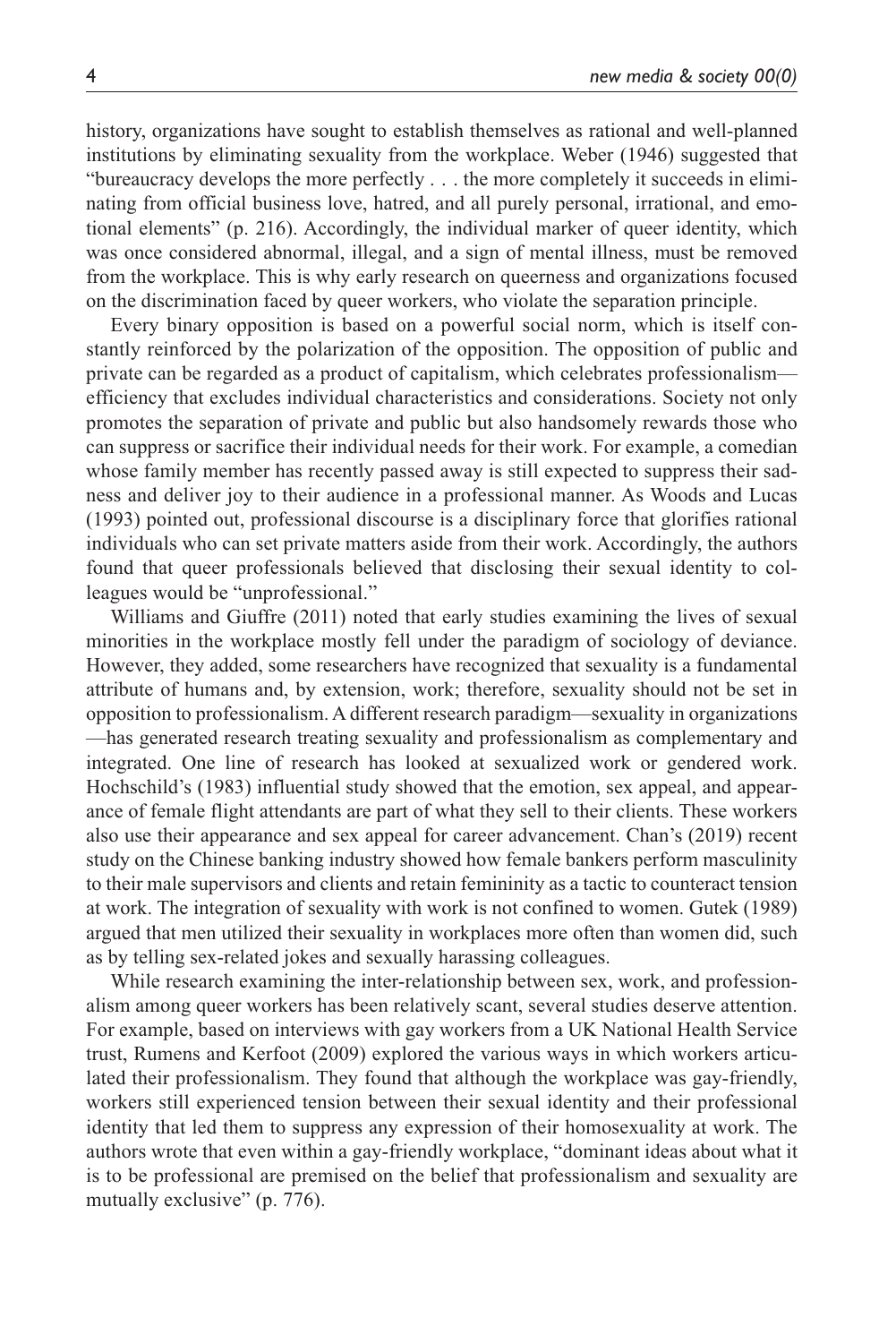history, organizations have sought to establish themselves as rational and well-planned institutions by eliminating sexuality from the workplace. Weber (1946) suggested that "bureaucracy develops the more perfectly . . . the more completely it succeeds in eliminating from official business love, hatred, and all purely personal, irrational, and emotional elements" (p. 216). Accordingly, the individual marker of queer identity, which was once considered abnormal, illegal, and a sign of mental illness, must be removed from the workplace. This is why early research on queerness and organizations focused on the discrimination faced by queer workers, who violate the separation principle.

Every binary opposition is based on a powerful social norm, which is itself constantly reinforced by the polarization of the opposition. The opposition of public and private can be regarded as a product of capitalism, which celebrates professionalism—efficiency that excludes individual characteristics and considerations. Society not only promotes the separation of private and public but also handsomely rewards those who can suppress or sacrifice their individual needs for their work. For example, a comedian whose family member has recently passed away is still expected to suppress their sadness and deliver joy to their audience in a professional manner. As Woods and Lucas (1993) pointed out, professional discourse is a disciplinary force that glorifies rational individuals who can set private matters aside from their work. Accordingly, the authors found that queer professionals believed that disclosing their sexual identity to colleagues would be "unprofessional."

Williams and Giuffre (2011) noted that early studies examining the lives of sexual minorities in the workplace mostly fell under the paradigm of sociology of deviance. However, they added, some researchers have recognized that sexuality is a fundamental attribute of humans and, by extension, work; therefore, sexuality should not be set in opposition to professionalism. A different research paradigm—sexuality in organizations—has generated research treating sexuality and professionalism as complementary and integrated. One line of research has looked at sexualized work or gendered work. Hochschild's (1983) influential study showed that the emotion, sex appeal, and appearance of female flight attendants are part of what they sell to their clients. These workers also use their appearance and sex appeal for career advancement. Chan's (2019) recent study on the Chinese banking industry showed how female bankers perform masculinity to their male supervisors and clients and retain femininity as a tactic to counteract tension at work. The integration of sexuality with work is not confined to women. Gutek (1989) argued that men utilized their sexuality in workplaces more often than women did, such as by telling sex-related jokes and sexually harassing colleagues.

While research examining the inter-relationship between sex, work, and professionalism among queer workers has been relatively scant, several studies deserve attention. For example, based on interviews with gay workers from a UK National Health Service trust, Rumens and Kerfoot (2009) explored the various ways in which workers articulated their professionalism. They found that although the workplace was gay-friendly, workers still experienced tension between their sexual identity and their professional identity that led them to suppress any expression of their homosexuality at work. The authors wrote that even within a gay-friendly workplace, "dominant ideas about what it is to be professional are premised on the belief that professionalism and sexuality are mutually exclusive" (p. 776).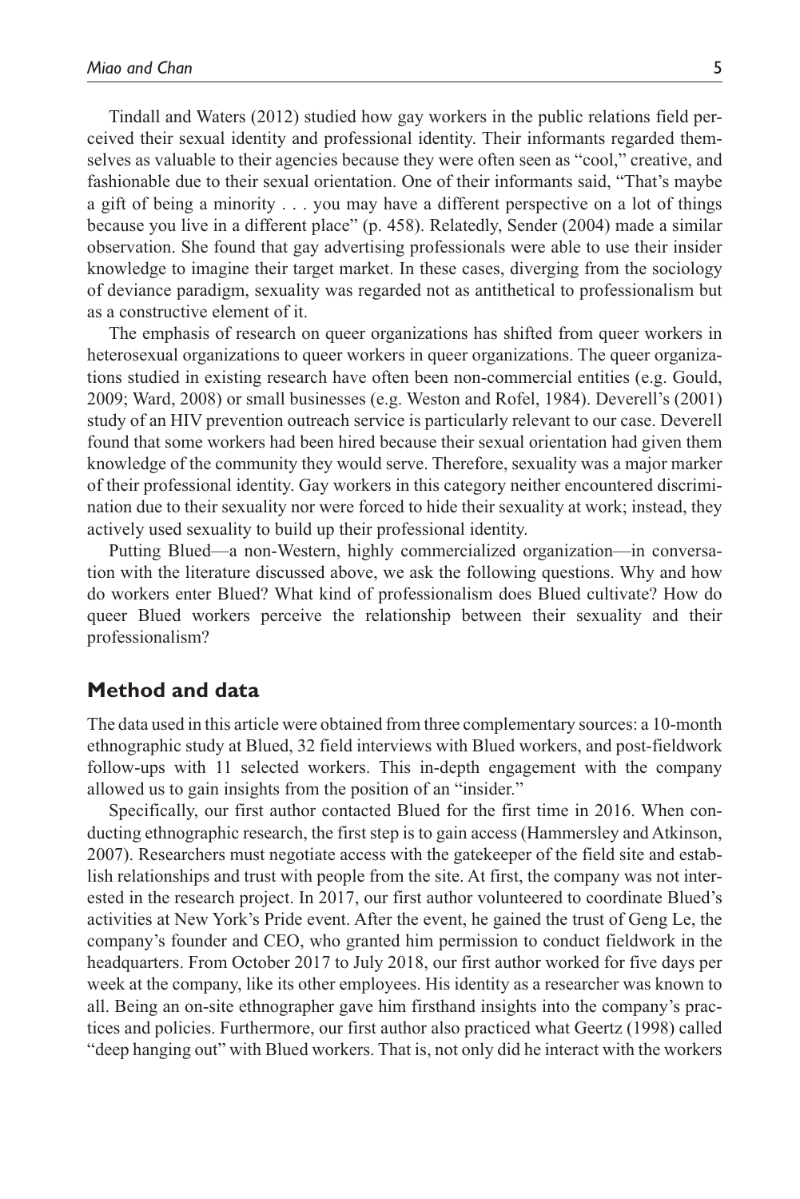Tindall and Waters (2012) studied how gay workers in the public relations field perceived their sexual identity and professional identity. Their informants regarded themselves as valuable to their agencies because they were often seen as "cool," creative, and fashionable due to their sexual orientation. One of their informants said, "That's maybe a gift of being a minority . . . you may have a different perspective on a lot of things because you live in a different place" (p. 458). Relatedly, Sender (2004) made a similar observation. She found that gay advertising professionals were able to use their insider knowledge to imagine their target market. In these cases, diverging from the sociology of deviance paradigm, sexuality was regarded not as antithetical to professionalism but as a constructive element of it.

The emphasis of research on queer organizations has shifted from queer workers in heterosexual organizations to queer workers in queer organizations. The queer organizations studied in existing research have often been non-commercial entities (e.g. Gould, 2009; Ward, 2008) or small businesses (e.g. Weston and Rofel, 1984). Deverell's (2001) study of an HIV prevention outreach service is particularly relevant to our case. Deverell found that some workers had been hired because their sexual orientation had given them knowledge of the community they would serve. Therefore, sexuality was a major marker of their professional identity. Gay workers in this category neither encountered discrimination due to their sexuality nor were forced to hide their sexuality at work; instead, they actively used sexuality to build up their professional identity.

Putting Blued—a non-Western, highly commercialized organization—in conversation with the literature discussed above, we ask the following questions. Why and how do workers enter Blued? What kind of professionalism does Blued cultivate? How do queer Blued workers perceive the relationship between their sexuality and their professionalism?

## Method and data

The data used in this article were obtained from three complementary sources: a 10-month ethnographic study at Blued, 32 field interviews with Blued workers, and post-fieldwork follow-ups with 11 selected workers. This in-depth engagement with the company allowed us to gain insights from the position of an "insider."

Specifically, our first author contacted Blued for the first time in 2016. When conducting ethnographic research, the first step is to gain access (Hammersley and Atkinson, 2007). Researchers must negotiate access with the gatekeeper of the field site and establish relationships and trust with people from the site. At first, the company was not interested in the research project. In 2017, our first author volunteered to coordinate Blued's activities at New York's Pride event. After the event, he gained the trust of Geng Le, the company's founder and CEO, who granted him permission to conduct fieldwork in the headquarters. From October 2017 to July 2018, our first author worked for five days per week at the company, like its other employees. His identity as a researcher was known to all. Being an on-site ethnographer gave him firsthand insights into the company's practices and policies. Furthermore, our first author also practiced what Geertz (1998) called "deep hanging out" with Blued workers. That is, not only did he interact with the workers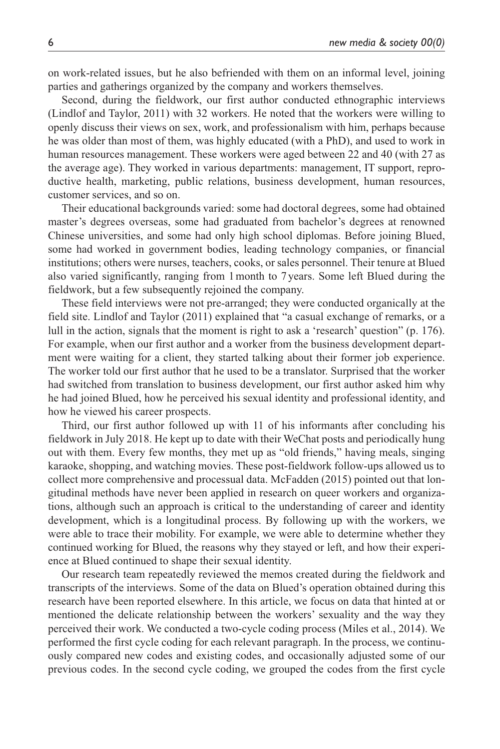on work-related issues, but he also befriended with them on an informal level, joining parties and gatherings organized by the company and workers themselves.

Second, during the fieldwork, our first author conducted ethnographic interviews (Lindlof and Taylor, 2011) with 32 workers. He noted that the workers were willing to openly discuss their views on sex, work, and professionalism with him, perhaps because he was older than most of them, was highly educated (with a PhD), and used to work in human resources management. These workers were aged between 22 and 40 (with 27 as the average age). They worked in various departments: management, IT support, reproductive health, marketing, public relations, business development, human resources, customer services, and so on.

Their educational backgrounds varied: some had doctoral degrees, some had obtained master's degrees overseas, some had graduated from bachelor's degrees at renowned Chinese universities, and some had only high school diplomas. Before joining Blued, some had worked in government bodies, leading technology companies, or financial institutions; others were nurses, teachers, cooks, or sales personnel. Their tenure at Blued also varied significantly, ranging from 1 month to 7 years. Some left Blued during the fieldwork, but a few subsequently rejoined the company.

These field interviews were not pre-arranged; they were conducted organically at the field site. Lindlof and Taylor (2011) explained that "a casual exchange of remarks, or a lull in the action, signals that the moment is right to ask a 'research' question" (p. 176). For example, when our first author and a worker from the business development department were waiting for a client, they started talking about their former job experience. The worker told our first author that he used to be a translator. Surprised that the worker had switched from translation to business development, our first author asked him why he had joined Blued, how he perceived his sexual identity and professional identity, and how he viewed his career prospects.

Third, our first author followed up with 11 of his informants after concluding his fieldwork in July 2018. He kept up to date with their WeChat posts and periodically hung out with them. Every few months, they met up as "old friends," having meals, singing karaoke, shopping, and watching movies. These post-fieldwork follow-ups allowed us to collect more comprehensive and processual data. McFadden (2015) pointed out that longitudinal methods have never been applied in research on queer workers and organizations, although such an approach is critical to the understanding of career and identity development, which is a longitudinal process. By following up with the workers, we were able to trace their mobility. For example, we were able to determine whether they continued working for Blued, the reasons why they stayed or left, and how their experience at Blued continued to shape their sexual identity.

Our research team repeatedly reviewed the memos created during the fieldwork and transcripts of the interviews. Some of the data on Blued's operation obtained during this research have been reported elsewhere. In this article, we focus on data that hinted at or mentioned the delicate relationship between the workers' sexuality and the way they perceived their work. We conducted a two-cycle coding process (Miles et al., 2014). We performed the first cycle coding for each relevant paragraph. In the process, we continuously compared new codes and existing codes, and occasionally adjusted some of our previous codes. In the second cycle coding, we grouped the codes from the first cycle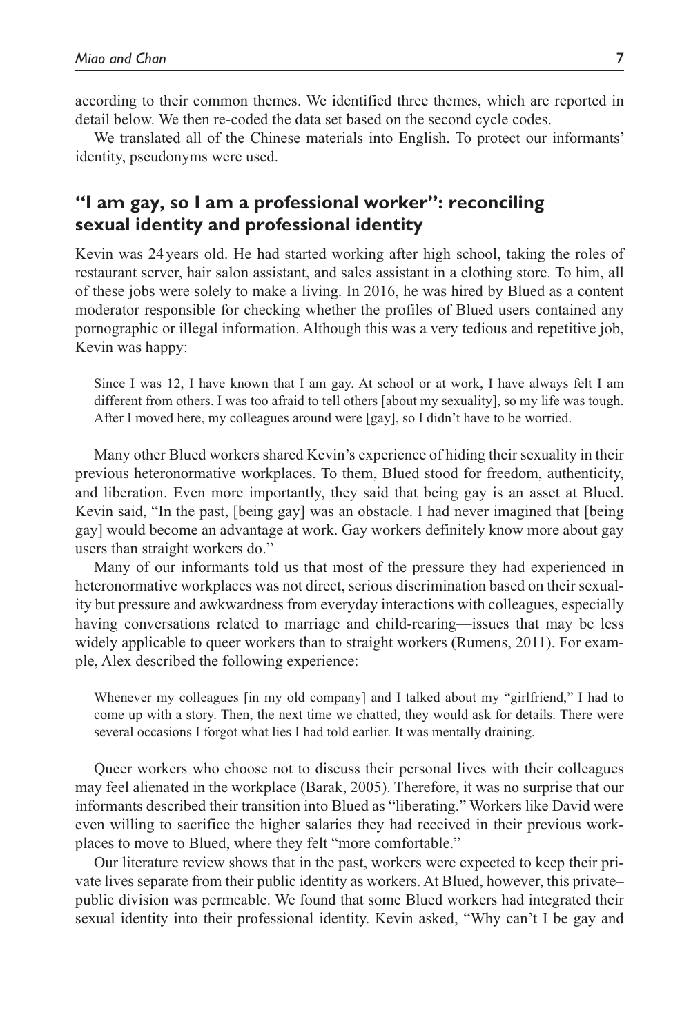according to their common themes. We identified three themes, which are reported in detail below. We then re-coded the data set based on the second cycle codes.

We translated all of the Chinese materials into English. To protect our informants' identity, pseudonyms were used.

## "I am gay, so I am a professional worker": reconciling sexual identity and professional identity

Kevin was 24 years old. He had started working after high school, taking the roles of restaurant server, hair salon assistant, and sales assistant in a clothing store. To him, all of these jobs were solely to make a living. In 2016, he was hired by Blued as a content moderator responsible for checking whether the profiles of Blued users contained any pornographic or illegal information. Although this was a very tedious and repetitive job, Kevin was happy:

> Since I was 12, I have known that I am gay. At school or at work, I have always felt I am different from others. I was too afraid to tell others [about my sexuality], so my life was tough. After I moved here, my colleagues around were [gay], so I didn't have to be worried.

Many other Blued workers shared Kevin's experience of hiding their sexuality in their previous heteronormative workplaces. To them, Blued stood for freedom, authenticity, and liberation. Even more importantly, they said that being gay is an asset at Blued. Kevin said, "In the past, [being gay] was an obstacle. I had never imagined that [being gay] would become an advantage at work. Gay workers definitely know more about gay users than straight workers do."

Many of our informants told us that most of the pressure they had experienced in heteronormative workplaces was not direct, serious discrimination based on their sexuality but pressure and awkwardness from everyday interactions with colleagues, especially having conversations related to marriage and child-rearing—issues that may be less widely applicable to queer workers than to straight workers (Rumens, 2011). For example, Alex described the following experience:

> Whenever my colleagues [in my old company] and I talked about my "girlfriend," I had to come up with a story. Then, the next time we chatted, they would ask for details. There were several occasions I forgot what lies I had told earlier. It was mentally draining.

Queer workers who choose not to discuss their personal lives with their colleagues may feel alienated in the workplace (Barak, 2005). Therefore, it was no surprise that our informants described their transition into Blued as "liberating." Workers like David were even willing to sacrifice the higher salaries they had received in their previous workplaces to move to Blued, where they felt "more comfortable."

Our literature review shows that in the past, workers were expected to keep their private lives separate from their public identity as workers. At Blued, however, this private–public division was permeable. We found that some Blued workers had integrated their sexual identity into their professional identity. Kevin asked, "Why can't I be gay and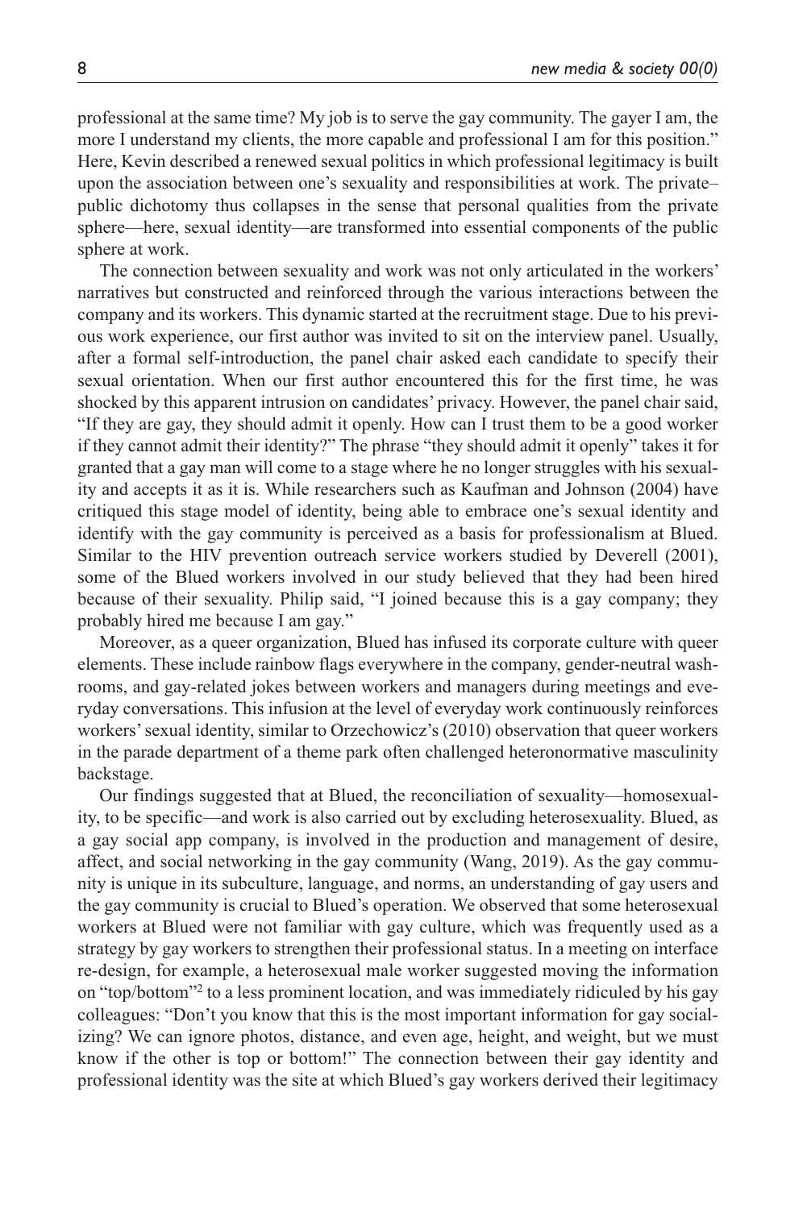professional at the same time? My job is to serve the gay community. The gayer I am, the more I understand my clients, the more capable and professional I am for this position." Here, Kevin described a renewed sexual politics in which professional legitimacy is built upon the association between one's sexuality and responsibilities at work. The private–public dichotomy thus collapses in the sense that personal qualities from the private sphere—here, sexual identity—are transformed into essential components of the public sphere at work.

The connection between sexuality and work was not only articulated in the workers' narratives but constructed and reinforced through the various interactions between the company and its workers. This dynamic started at the recruitment stage. Due to his previous work experience, our first author was invited to sit on the interview panel. Usually, after a formal self-introduction, the panel chair asked each candidate to specify their sexual orientation. When our first author encountered this for the first time, he was shocked by this apparent intrusion on candidates' privacy. However, the panel chair said, "If they are gay, they should admit it openly. How can I trust them to be a good worker if they cannot admit their identity?" The phrase "they should admit it openly" takes it for granted that a gay man will come to a stage where he no longer struggles with his sexuality and accepts it as it is. While researchers such as Kaufman and Johnson (2004) have critiqued this stage model of identity, being able to embrace one's sexual identity and identify with the gay community is perceived as a basis for professionalism at Blued. Similar to the HIV prevention outreach service workers studied by Deverell (2001), some of the Blued workers involved in our study believed that they had been hired because of their sexuality. Philip said, "I joined because this is a gay company; they probably hired me because I am gay."

Moreover, as a queer organization, Blued has infused its corporate culture with queer elements. These include rainbow flags everywhere in the company, gender-neutral washrooms, and gay-related jokes between workers and managers during meetings and everyday conversations. This infusion at the level of everyday work continuously reinforces workers' sexual identity, similar to Orzechowicz's (2010) observation that queer workers in the parade department of a theme park often challenged heteronormative masculinity backstage.

Our findings suggested that at Blued, the reconciliation of sexuality—homosexuality, to be specific—and work is also carried out by excluding heterosexuality. Blued, as a gay social app company, is involved in the production and management of desire, affect, and social networking in the gay community (Wang, 2019). As the gay community is unique in its subculture, language, and norms, an understanding of gay users and the gay community is crucial to Blued's operation. We observed that some heterosexual workers at Blued were not familiar with gay culture, which was frequently used as a strategy by gay workers to strengthen their professional status. In a meeting on interface re-design, for example, a heterosexual male worker suggested moving the information on "top/bottom"[2] to a less prominent location, and was immediately ridiculed by his gay colleagues: "Don't you know that this is the most important information for gay socializing? We can ignore photos, distance, and even age, height, and weight, but we must know if the other is top or bottom!" The connection between their gay identity and professional identity was the site at which Blued's gay workers derived their legitimacy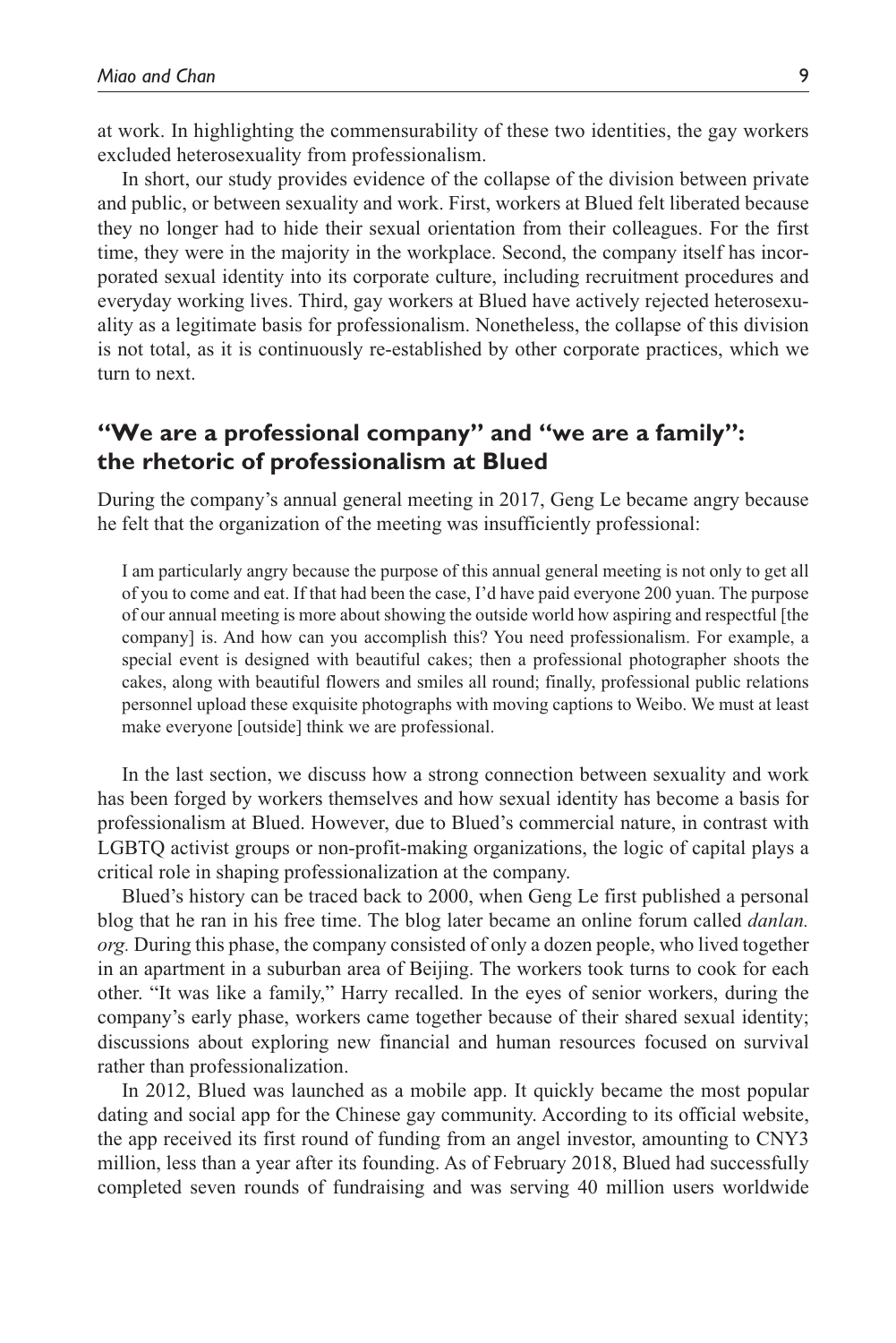at work. In highlighting the commensurability of these two identities, the gay workers excluded heterosexuality from professionalism.

In short, our study provides evidence of the collapse of the division between private and public, or between sexuality and work. First, workers at Blued felt liberated because they no longer had to hide their sexual orientation from their colleagues. For the first time, they were in the majority in the workplace. Second, the company itself has incorporated sexual identity into its corporate culture, including recruitment procedures and everyday working lives. Third, gay workers at Blued have actively rejected heterosexuality as a legitimate basis for professionalism. Nonetheless, the collapse of this division is not total, as it is continuously re-established by other corporate practices, which we turn to next.

## "We are a professional company" and "we are a family": the rhetoric of professionalism at Blued

During the company's annual general meeting in 2017, Geng Le became angry because he felt that the organization of the meeting was insufficiently professional:

> I am particularly angry because the purpose of this annual general meeting is not only to get all of you to come and eat. If that had been the case, I'd have paid everyone 200 yuan. The purpose of our annual meeting is more about showing the outside world how aspiring and respectful [the company] is. And how can you accomplish this? You need professionalism. For example, a special event is designed with beautiful cakes; then a professional photographer shoots the cakes, along with beautiful flowers and smiles all round; finally, professional public relations personnel upload these exquisite photographs with moving captions to Weibo. We must at least make everyone [outside] think we are professional.

In the last section, we discuss how a strong connection between sexuality and work has been forged by workers themselves and how sexual identity has become a basis for professionalism at Blued. However, due to Blued's commercial nature, in contrast with LGBTQ activist groups or non-profit-making organizations, the logic of capital plays a critical role in shaping professionalization at the company.

Blued's history can be traced back to 2000, when Geng Le first published a personal blog that he ran in his free time. The blog later became an online forum called *danlan.org.* During this phase, the company consisted of only a dozen people, who lived together in an apartment in a suburban area of Beijing. The workers took turns to cook for each other. "It was like a family," Harry recalled. In the eyes of senior workers, during the company's early phase, workers came together because of their shared sexual identity; discussions about exploring new financial and human resources focused on survival rather than professionalization.

In 2012, Blued was launched as a mobile app. It quickly became the most popular dating and social app for the Chinese gay community. According to its official website, the app received its first round of funding from an angel investor, amounting to CNY3 million, less than a year after its founding. As of February 2018, Blued had successfully completed seven rounds of fundraising and was serving 40 million users worldwide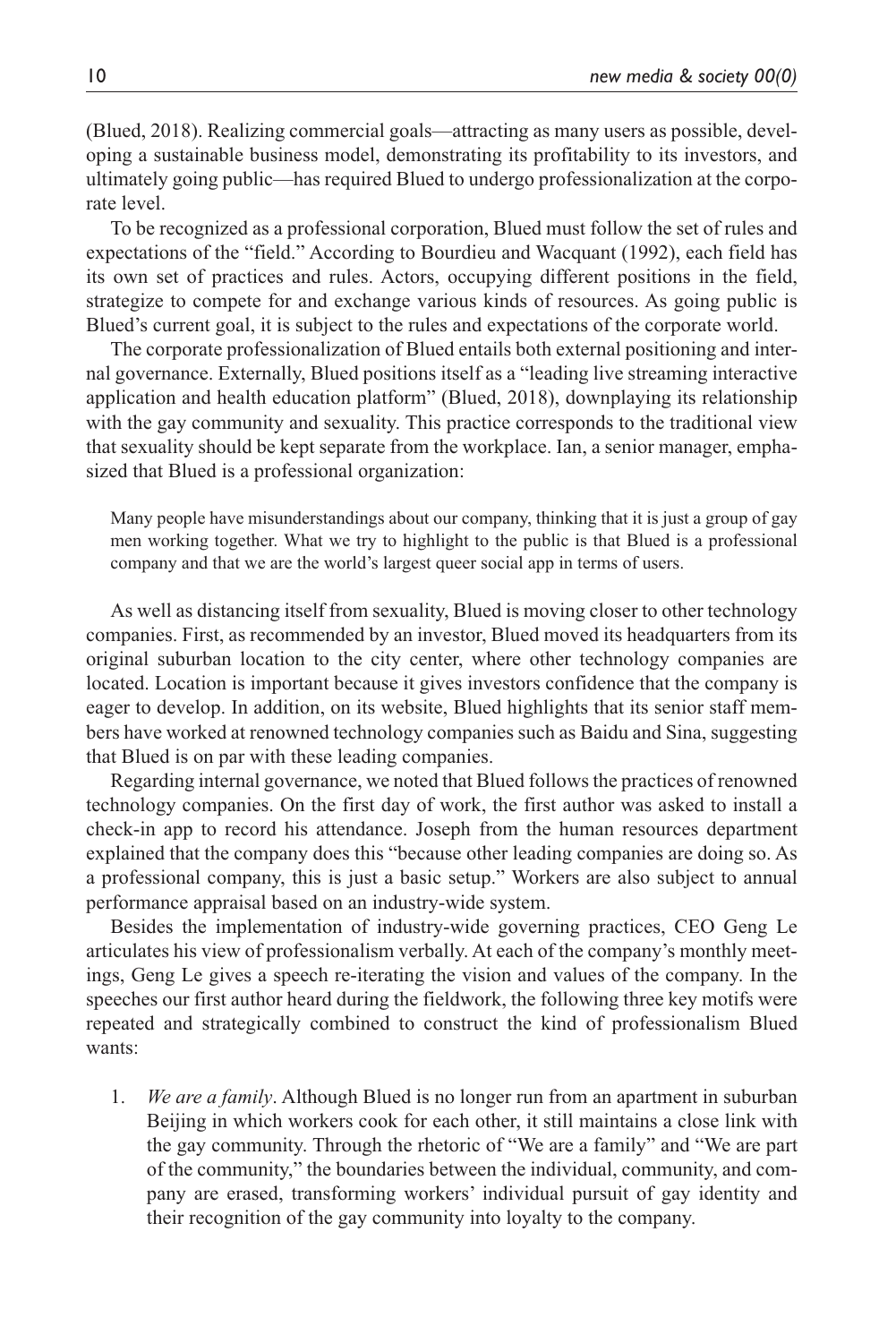(Blued, 2018). Realizing commercial goals—attracting as many users as possible, developing a sustainable business model, demonstrating its profitability to its investors, and ultimately going public—has required Blued to undergo professionalization at the corporate level.

To be recognized as a professional corporation, Blued must follow the set of rules and expectations of the "field." According to Bourdieu and Wacquant (1992), each field has its own set of practices and rules. Actors, occupying different positions in the field, strategize to compete for and exchange various kinds of resources. As going public is Blued's current goal, it is subject to the rules and expectations of the corporate world.

The corporate professionalization of Blued entails both external positioning and internal governance. Externally, Blued positions itself as a "leading live streaming interactive application and health education platform" (Blued, 2018), downplaying its relationship with the gay community and sexuality. This practice corresponds to the traditional view that sexuality should be kept separate from the workplace. Ian, a senior manager, emphasized that Blued is a professional organization:

> Many people have misunderstandings about our company, thinking that it is just a group of gay men working together. What we try to highlight to the public is that Blued is a professional company and that we are the world's largest queer social app in terms of users.

As well as distancing itself from sexuality, Blued is moving closer to other technology companies. First, as recommended by an investor, Blued moved its headquarters from its original suburban location to the city center, where other technology companies are located. Location is important because it gives investors confidence that the company is eager to develop. In addition, on its website, Blued highlights that its senior staff members have worked at renowned technology companies such as Baidu and Sina, suggesting that Blued is on par with these leading companies.

Regarding internal governance, we noted that Blued follows the practices of renowned technology companies. On the first day of work, the first author was asked to install a check-in app to record his attendance. Joseph from the human resources department explained that the company does this "because other leading companies are doing so. As a professional company, this is just a basic setup." Workers are also subject to annual performance appraisal based on an industry-wide system.

Besides the implementation of industry-wide governing practices, CEO Geng Le articulates his view of professionalism verbally. At each of the company's monthly meetings, Geng Le gives a speech re-iterating the vision and values of the company. In the speeches our first author heard during the fieldwork, the following three key motifs were repeated and strategically combined to construct the kind of professionalism Blued wants:

1. *We are a family*. Although Blued is no longer run from an apartment in suburban Beijing in which workers cook for each other, it still maintains a close link with the gay community. Through the rhetoric of "We are a family" and "We are part of the community," the boundaries between the individual, community, and company are erased, transforming workers' individual pursuit of gay identity and their recognition of the gay community into loyalty to the company.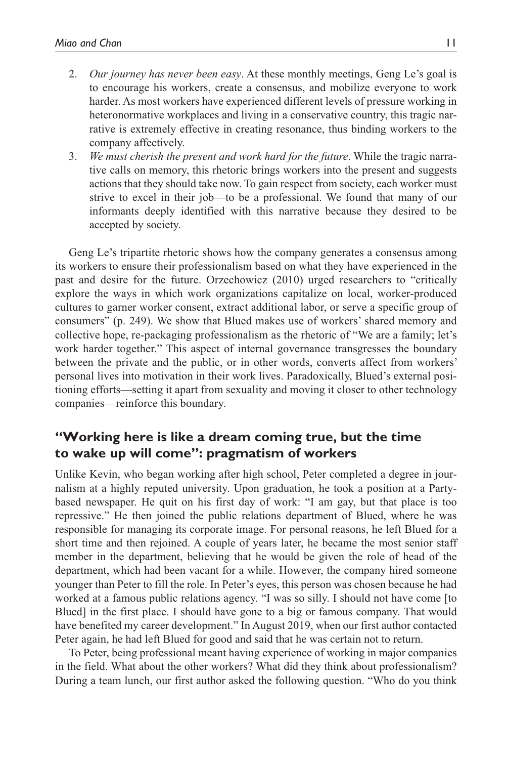2. *Our journey has never been easy*. At these monthly meetings, Geng Le's goal is to encourage his workers, create a consensus, and mobilize everyone to work harder. As most workers have experienced different levels of pressure working in heteronormative workplaces and living in a conservative country, this tragic narrative is extremely effective in creating resonance, thus binding workers to the company affectively.
3. *We must cherish the present and work hard for the future*. While the tragic narrative calls on memory, this rhetoric brings workers into the present and suggests actions that they should take now. To gain respect from society, each worker must strive to excel in their job—to be a professional. We found that many of our informants deeply identified with this narrative because they desired to be accepted by society.

Geng Le's tripartite rhetoric shows how the company generates a consensus among its workers to ensure their professionalism based on what they have experienced in the past and desire for the future. Orzechowicz (2010) urged researchers to "critically explore the ways in which work organizations capitalize on local, worker-produced cultures to garner worker consent, extract additional labor, or serve a specific group of consumers" (p. 249). We show that Blued makes use of workers' shared memory and collective hope, re-packaging professionalism as the rhetoric of "We are a family; let's work harder together." This aspect of internal governance transgresses the boundary between the private and the public, or in other words, converts affect from workers' personal lives into motivation in their work lives. Paradoxically, Blued's external positioning efforts—setting it apart from sexuality and moving it closer to other technology companies—reinforce this boundary.

## "Working here is like a dream coming true, but the time to wake up will come": pragmatism of workers

Unlike Kevin, who began working after high school, Peter completed a degree in journalism at a highly reputed university. Upon graduation, he took a position at a Party-based newspaper. He quit on his first day of work: "I am gay, but that place is too repressive." He then joined the public relations department of Blued, where he was responsible for managing its corporate image. For personal reasons, he left Blued for a short time and then rejoined. A couple of years later, he became the most senior staff member in the department, believing that he would be given the role of head of the department, which had been vacant for a while. However, the company hired someone younger than Peter to fill the role. In Peter's eyes, this person was chosen because he had worked at a famous public relations agency. "I was so silly. I should not have come [to Blued] in the first place. I should have gone to a big or famous company. That would have benefited my career development." In August 2019, when our first author contacted Peter again, he had left Blued for good and said that he was certain not to return.

To Peter, being professional meant having experience of working in major companies in the field. What about the other workers? What did they think about professionalism? During a team lunch, our first author asked the following question. "Who do you think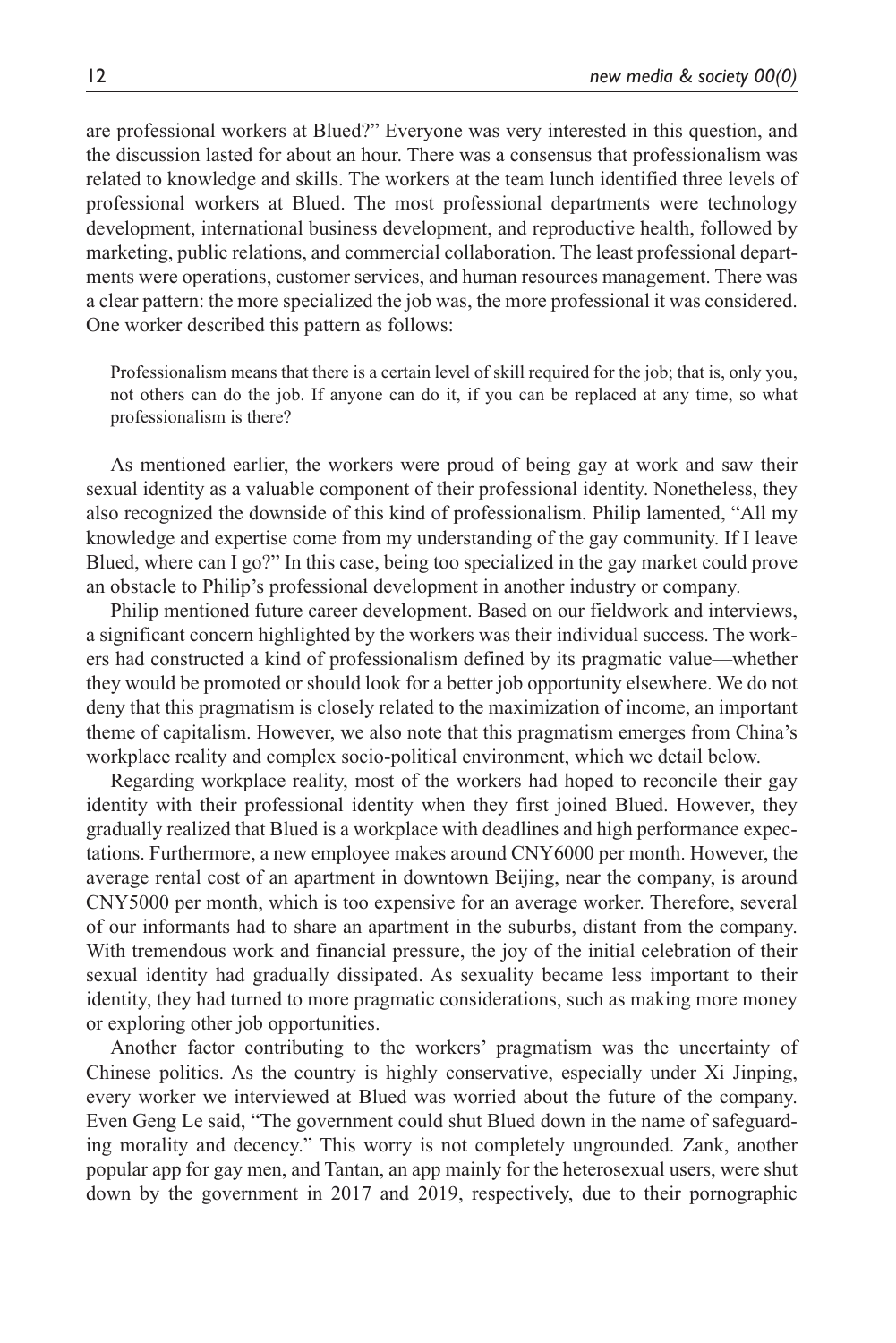are professional workers at Blued?" Everyone was very interested in this question, and the discussion lasted for about an hour. There was a consensus that professionalism was related to knowledge and skills. The workers at the team lunch identified three levels of professional workers at Blued. The most professional departments were technology development, international business development, and reproductive health, followed by marketing, public relations, and commercial collaboration. The least professional departments were operations, customer services, and human resources management. There was a clear pattern: the more specialized the job was, the more professional it was considered. One worker described this pattern as follows:

> Professionalism means that there is a certain level of skill required for the job; that is, only you, not others can do the job. If anyone can do it, if you can be replaced at any time, so what professionalism is there?

As mentioned earlier, the workers were proud of being gay at work and saw their sexual identity as a valuable component of their professional identity. Nonetheless, they also recognized the downside of this kind of professionalism. Philip lamented, "All my knowledge and expertise come from my understanding of the gay community. If I leave Blued, where can I go?" In this case, being too specialized in the gay market could prove an obstacle to Philip's professional development in another industry or company.

Philip mentioned future career development. Based on our fieldwork and interviews, a significant concern highlighted by the workers was their individual success. The workers had constructed a kind of professionalism defined by its pragmatic value—whether they would be promoted or should look for a better job opportunity elsewhere. We do not deny that this pragmatism is closely related to the maximization of income, an important theme of capitalism. However, we also note that this pragmatism emerges from China's workplace reality and complex socio-political environment, which we detail below.

Regarding workplace reality, most of the workers had hoped to reconcile their gay identity with their professional identity when they first joined Blued. However, they gradually realized that Blued is a workplace with deadlines and high performance expectations. Furthermore, a new employee makes around CNY6000 per month. However, the average rental cost of an apartment in downtown Beijing, near the company, is around CNY5000 per month, which is too expensive for an average worker. Therefore, several of our informants had to share an apartment in the suburbs, distant from the company. With tremendous work and financial pressure, the joy of the initial celebration of their sexual identity had gradually dissipated. As sexuality became less important to their identity, they had turned to more pragmatic considerations, such as making more money or exploring other job opportunities.

Another factor contributing to the workers' pragmatism was the uncertainty of Chinese politics. As the country is highly conservative, especially under Xi Jinping, every worker we interviewed at Blued was worried about the future of the company. Even Geng Le said, "The government could shut Blued down in the name of safeguarding morality and decency." This worry is not completely ungrounded. Zank, another popular app for gay men, and Tantan, an app mainly for the heterosexual users, were shut down by the government in 2017 and 2019, respectively, due to their pornographic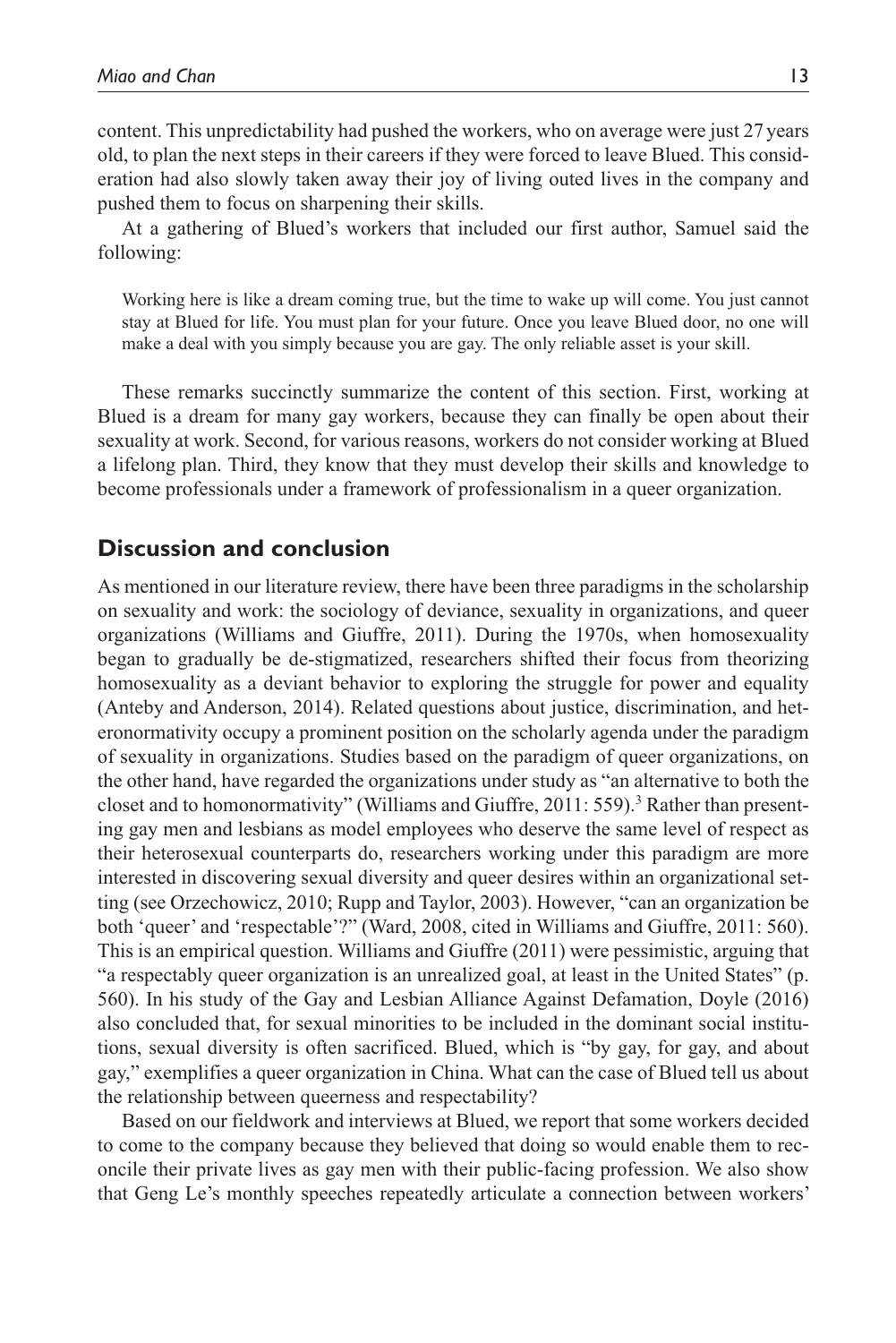content. This unpredictability had pushed the workers, who on average were just 27 years old, to plan the next steps in their careers if they were forced to leave Blued. This consideration had also slowly taken away their joy of living outed lives in the company and pushed them to focus on sharpening their skills.

At a gathering of Blued's workers that included our first author, Samuel said the following:

> Working here is like a dream coming true, but the time to wake up will come. You just cannot stay at Blued for life. You must plan for your future. Once you leave Blued door, no one will make a deal with you simply because you are gay. The only reliable asset is your skill.

These remarks succinctly summarize the content of this section. First, working at Blued is a dream for many gay workers, because they can finally be open about their sexuality at work. Second, for various reasons, workers do not consider working at Blued a lifelong plan. Third, they know that they must develop their skills and knowledge to become professionals under a framework of professionalism in a queer organization.

## Discussion and conclusion

As mentioned in our literature review, there have been three paradigms in the scholarship on sexuality and work: the sociology of deviance, sexuality in organizations, and queer organizations (Williams and Giuffre, 2011). During the 1970s, when homosexuality began to gradually be de-stigmatized, researchers shifted their focus from theorizing homosexuality as a deviant behavior to exploring the struggle for power and equality (Anteby and Anderson, 2014). Related questions about justice, discrimination, and heteronormativity occupy a prominent position on the scholarly agenda under the paradigm of sexuality in organizations. Studies based on the paradigm of queer organizations, on the other hand, have regarded the organizations under study as "an alternative to both the closet and to homonormativity" (Williams and Giuffre, 2011: 559).[3] Rather than presenting gay men and lesbians as model employees who deserve the same level of respect as their heterosexual counterparts do, researchers working under this paradigm are more interested in discovering sexual diversity and queer desires within an organizational setting (see Orzechowicz, 2010; Rupp and Taylor, 2003). However, "can an organization be both 'queer' and 'respectable'?" (Ward, 2008, cited in Williams and Giuffre, 2011: 560). This is an empirical question. Williams and Giuffre (2011) were pessimistic, arguing that "a respectably queer organization is an unrealized goal, at least in the United States" (p. 560). In his study of the Gay and Lesbian Alliance Against Defamation, Doyle (2016) also concluded that, for sexual minorities to be included in the dominant social institutions, sexual diversity is often sacrificed. Blued, which is "by gay, for gay, and about gay," exemplifies a queer organization in China. What can the case of Blued tell us about the relationship between queerness and respectability?

Based on our fieldwork and interviews at Blued, we report that some workers decided to come to the company because they believed that doing so would enable them to reconcile their private lives as gay men with their public-facing profession. We also show that Geng Le's monthly speeches repeatedly articulate a connection between workers'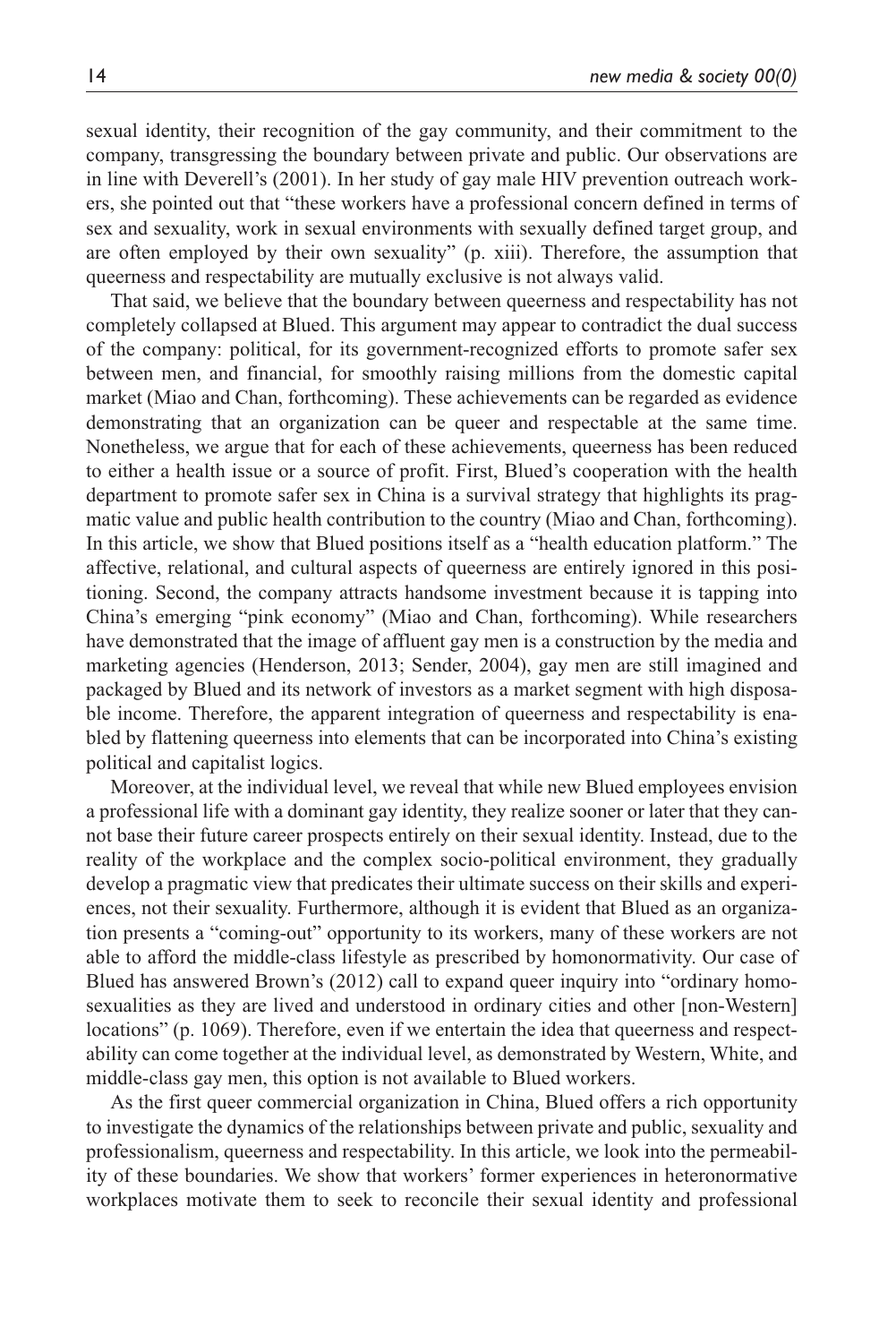sexual identity, their recognition of the gay community, and their commitment to the company, transgressing the boundary between private and public. Our observations are in line with Deverell's (2001). In her study of gay male HIV prevention outreach workers, she pointed out that "these workers have a professional concern defined in terms of sex and sexuality, work in sexual environments with sexually defined target group, and are often employed by their own sexuality" (p. xiii). Therefore, the assumption that queerness and respectability are mutually exclusive is not always valid.

That said, we believe that the boundary between queerness and respectability has not completely collapsed at Blued. This argument may appear to contradict the dual success of the company: political, for its government-recognized efforts to promote safer sex between men, and financial, for smoothly raising millions from the domestic capital market (Miao and Chan, forthcoming). These achievements can be regarded as evidence demonstrating that an organization can be queer and respectable at the same time. Nonetheless, we argue that for each of these achievements, queerness has been reduced to either a health issue or a source of profit. First, Blued's cooperation with the health department to promote safer sex in China is a survival strategy that highlights its pragmatic value and public health contribution to the country (Miao and Chan, forthcoming). In this article, we show that Blued positions itself as a "health education platform." The affective, relational, and cultural aspects of queerness are entirely ignored in this positioning. Second, the company attracts handsome investment because it is tapping into China's emerging "pink economy" (Miao and Chan, forthcoming). While researchers have demonstrated that the image of affluent gay men is a construction by the media and marketing agencies (Henderson, 2013; Sender, 2004), gay men are still imagined and packaged by Blued and its network of investors as a market segment with high disposable income. Therefore, the apparent integration of queerness and respectability is enabled by flattening queerness into elements that can be incorporated into China's existing political and capitalist logics.

Moreover, at the individual level, we reveal that while new Blued employees envision a professional life with a dominant gay identity, they realize sooner or later that they cannot base their future career prospects entirely on their sexual identity. Instead, due to the reality of the workplace and the complex socio-political environment, they gradually develop a pragmatic view that predicates their ultimate success on their skills and experiences, not their sexuality. Furthermore, although it is evident that Blued as an organization presents a "coming-out" opportunity to its workers, many of these workers are not able to afford the middle-class lifestyle as prescribed by homonormativity. Our case of Blued has answered Brown's (2012) call to expand queer inquiry into "ordinary homosexualities as they are lived and understood in ordinary cities and other [non-Western] locations" (p. 1069). Therefore, even if we entertain the idea that queerness and respectability can come together at the individual level, as demonstrated by Western, White, and middle-class gay men, this option is not available to Blued workers.

As the first queer commercial organization in China, Blued offers a rich opportunity to investigate the dynamics of the relationships between private and public, sexuality and professionalism, queerness and respectability. In this article, we look into the permeability of these boundaries. We show that workers' former experiences in heteronormative workplaces motivate them to seek to reconcile their sexual identity and professional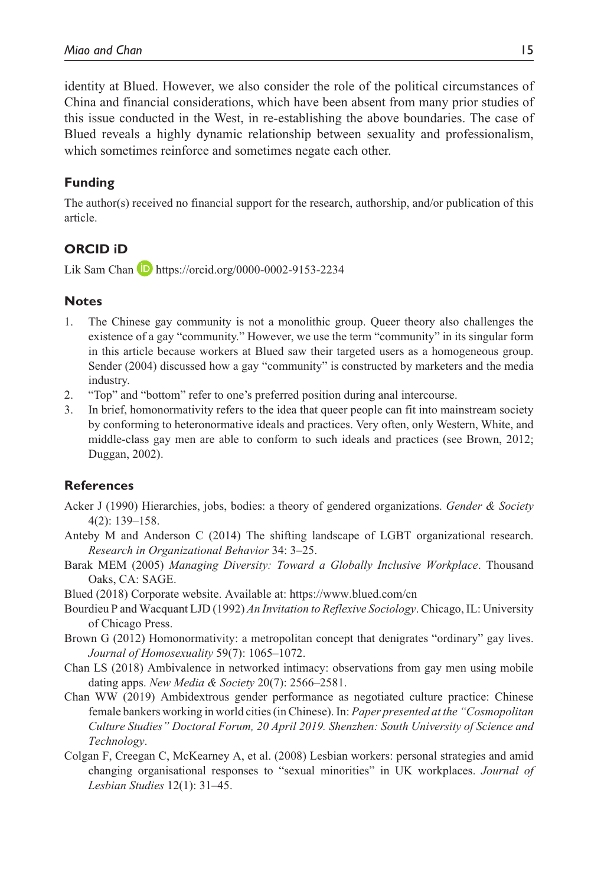identity at Blued. However, we also consider the role of the political circumstances of China and financial considerations, which have been absent from many prior studies of this issue conducted in the West, in re-establishing the above boundaries. The case of Blued reveals a highly dynamic relationship between sexuality and professionalism, which sometimes reinforce and sometimes negate each other.

## Funding

The author(s) received no financial support for the research, authorship, and/or publication of this article.

## ORCID iD

Lik Sam Chan https://orcid.org/0000-0002-9153-2234

## Notes

1. The Chinese gay community is not a monolithic group. Queer theory also challenges the existence of a gay "community." However, we use the term "community" in its singular form in this article because workers at Blued saw their targeted users as a homogeneous group. Sender (2004) discussed how a gay "community" is constructed by marketers and the media industry.
2. "Top" and "bottom" refer to one's preferred position during anal intercourse.
3. In brief, homonormativity refers to the idea that queer people can fit into mainstream society by conforming to heteronormative ideals and practices. Very often, only Western, White, and middle-class gay men are able to conform to such ideals and practices (see Brown, 2012; Duggan, 2002).

## References

Acker J (1990) Hierarchies, jobs, bodies: a theory of gendered organizations. *Gender & Society* 4(2): 139–158.

Anteby M and Anderson C (2014) The shifting landscape of LGBT organizational research. *Research in Organizational Behavior* 34: 3–25.

Barak MEM (2005) *Managing Diversity: Toward a Globally Inclusive Workplace*. Thousand Oaks, CA: SAGE.

Blued (2018) Corporate website. Available at: https://www.blued.com/cn

Bourdieu P and Wacquant LJD (1992) *An Invitation to Reflexive Sociology*. Chicago, IL: University of Chicago Press.

Brown G (2012) Homonormativity: a metropolitan concept that denigrates "ordinary" gay lives. *Journal of Homosexuality* 59(7): 1065–1072.

Chan LS (2018) Ambivalence in networked intimacy: observations from gay men using mobile dating apps. *New Media & Society* 20(7): 2566–2581.

Chan WW (2019) Ambidextrous gender performance as negotiated culture practice: Chinese female bankers working in world cities (in Chinese). In: *Paper presented at the "Cosmopolitan Culture Studies" Doctoral Forum, 20 April 2019. Shenzhen: South University of Science and Technology*.

Colgan F, Creegan C, McKearney A, et al. (2008) Lesbian workers: personal strategies and amid changing organisational responses to "sexual minorities" in UK workplaces. *Journal of Lesbian Studies* 12(1): 31–45.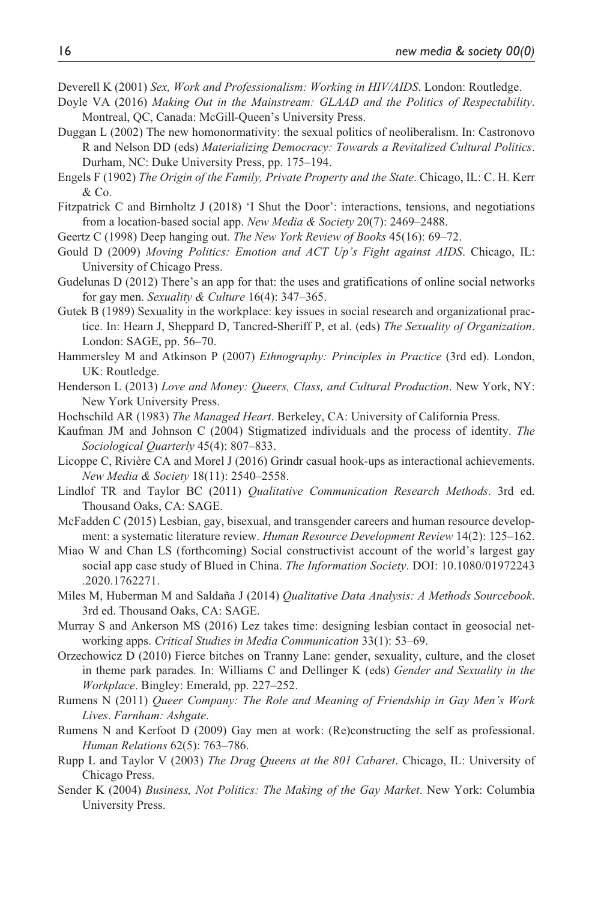Deverell K (2001) *Sex, Work and Professionalism: Working in HIV/AIDS*. London: Routledge.

Doyle VA (2016) *Making Out in the Mainstream: GLAAD and the Politics of Respectability*. Montreal, QC, Canada: McGill-Queen's University Press.

Duggan L (2002) The new homonormativity: the sexual politics of neoliberalism. In: Castronovo R and Nelson DD (eds) *Materializing Democracy: Towards a Revitalized Cultural Politics*. Durham, NC: Duke University Press, pp. 175–194.

Engels F (1902) *The Origin of the Family, Private Property and the State*. Chicago, IL: C. H. Kerr & Co.

Fitzpatrick C and Birnholtz J (2018) 'I Shut the Door': interactions, tensions, and negotiations from a location-based social app. *New Media & Society* 20(7): 2469–2488.

Geertz C (1998) Deep hanging out. *The New York Review of Books* 45(16): 69–72.

Gould D (2009) *Moving Politics: Emotion and ACT Up's Fight against AIDS*. Chicago, IL: University of Chicago Press.

Gudelunas D (2012) There's an app for that: the uses and gratifications of online social networks for gay men. *Sexuality & Culture* 16(4): 347–365.

Gutek B (1989) Sexuality in the workplace: key issues in social research and organizational practice. In: Hearn J, Sheppard D, Tancred-Sheriff P, et al. (eds) *The Sexuality of Organization*. London: SAGE, pp. 56–70.

Hammersley M and Atkinson P (2007) *Ethnography: Principles in Practice* (3rd ed). London, UK: Routledge.

Henderson L (2013) *Love and Money: Queers, Class, and Cultural Production*. New York, NY: New York University Press.

Hochschild AR (1983) *The Managed Heart*. Berkeley, CA: University of California Press.

Kaufman JM and Johnson C (2004) Stigmatized individuals and the process of identity. *The Sociological Quarterly* 45(4): 807–833.

Licoppe C, Rivière CA and Morel J (2016) Grindr casual hook-ups as interactional achievements. *New Media & Society* 18(11): 2540–2558.

Lindlof TR and Taylor BC (2011) *Qualitative Communication Research Methods*. 3rd ed. Thousand Oaks, CA: SAGE.

McFadden C (2015) Lesbian, gay, bisexual, and transgender careers and human resource development: a systematic literature review. *Human Resource Development Review* 14(2): 125–162.

Miao W and Chan LS (forthcoming) Social constructivist account of the world's largest gay social app case study of Blued in China. *The Information Society*. DOI: 10.1080/01972243.2020.1762271.

Miles M, Huberman M and Saldaña J (2014) *Qualitative Data Analysis: A Methods Sourcebook*. 3rd ed. Thousand Oaks, CA: SAGE.

Murray S and Ankerson MS (2016) Lez takes time: designing lesbian contact in geosocial networking apps. *Critical Studies in Media Communication* 33(1): 53–69.

Orzechowicz D (2010) Fierce bitches on Tranny Lane: gender, sexuality, culture, and the closet in theme park parades. In: Williams C and Dellinger K (eds) *Gender and Sexuality in the Workplace*. Bingley: Emerald, pp. 227–252.

Rumens N (2011) *Queer Company: The Role and Meaning of Friendship in Gay Men's Work Lives*. *Farnham: Ashgate*.

Rumens N and Kerfoot D (2009) Gay men at work: (Re)constructing the self as professional. *Human Relations* 62(5): 763–786.

Rupp L and Taylor V (2003) *The Drag Queens at the 801 Cabaret*. Chicago, IL: University of Chicago Press.

Sender K (2004) *Business, Not Politics: The Making of the Gay Market*. New York: Columbia University Press.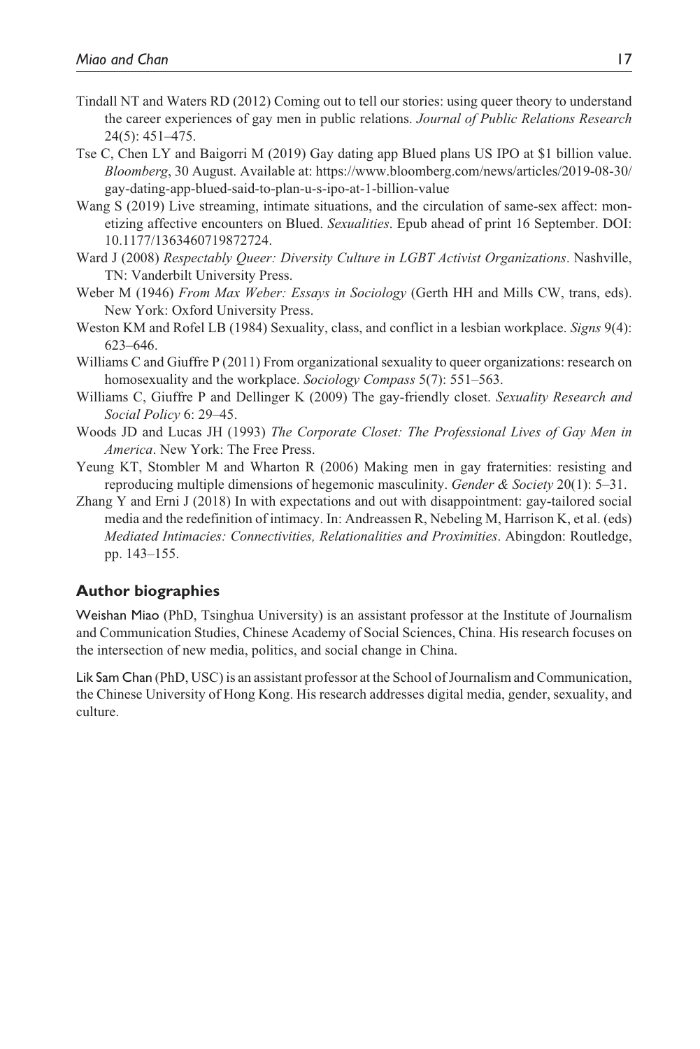Tindall NT and Waters RD (2012) Coming out to tell our stories: using queer theory to understand the career experiences of gay men in public relations. *Journal of Public Relations Research* 24(5): 451–475.

Tse C, Chen LY and Baigorri M (2019) Gay dating app Blued plans US IPO at $1 billion value. *Bloomberg*, 30 August. Available at: https://www.bloomberg.com/news/articles/2019-08-30/gay-dating-app-blued-said-to-plan-u-s-ipo-at-1-billion-value

Wang S (2019) Live streaming, intimate situations, and the circulation of same-sex affect: monetizing affective encounters on Blued. *Sexualities*. Epub ahead of print 16 September. DOI: 10.1177/1363460719872724.

Ward J (2008) *Respectably Queer: Diversity Culture in LGBT Activist Organizations*. Nashville, TN: Vanderbilt University Press.

Weber M (1946) *From Max Weber: Essays in Sociology* (Gerth HH and Mills CW, trans, eds). New York: Oxford University Press.

Weston KM and Rofel LB (1984) Sexuality, class, and conflict in a lesbian workplace. *Signs* 9(4): 623–646.

Williams C and Giuffre P (2011) From organizational sexuality to queer organizations: research on homosexuality and the workplace. *Sociology Compass* 5(7): 551–563.

Williams C, Giuffre P and Dellinger K (2009) The gay-friendly closet. *Sexuality Research and Social Policy* 6: 29–45.

Woods JD and Lucas JH (1993) *The Corporate Closet: The Professional Lives of Gay Men in America*. New York: The Free Press.

Yeung KT, Stombler M and Wharton R (2006) Making men in gay fraternities: resisting and reproducing multiple dimensions of hegemonic masculinity. *Gender & Society* 20(1): 5–31.

Zhang Y and Erni J (2018) In with expectations and out with disappointment: gay-tailored social media and the redefinition of intimacy. In: Andreassen R, Nebeling M, Harrison K, et al. (eds) *Mediated Intimacies: Connectivities, Relationalities and Proximities*. Abingdon: Routledge, pp. 143–155.

## Author biographies

Weishan Miao (PhD, Tsinghua University) is an assistant professor at the Institute of Journalism and Communication Studies, Chinese Academy of Social Sciences, China. His research focuses on the intersection of new media, politics, and social change in China.

Lik Sam Chan (PhD, USC) is an assistant professor at the School of Journalism and Communication, the Chinese University of Hong Kong. His research addresses digital media, gender, sexuality, and culture.